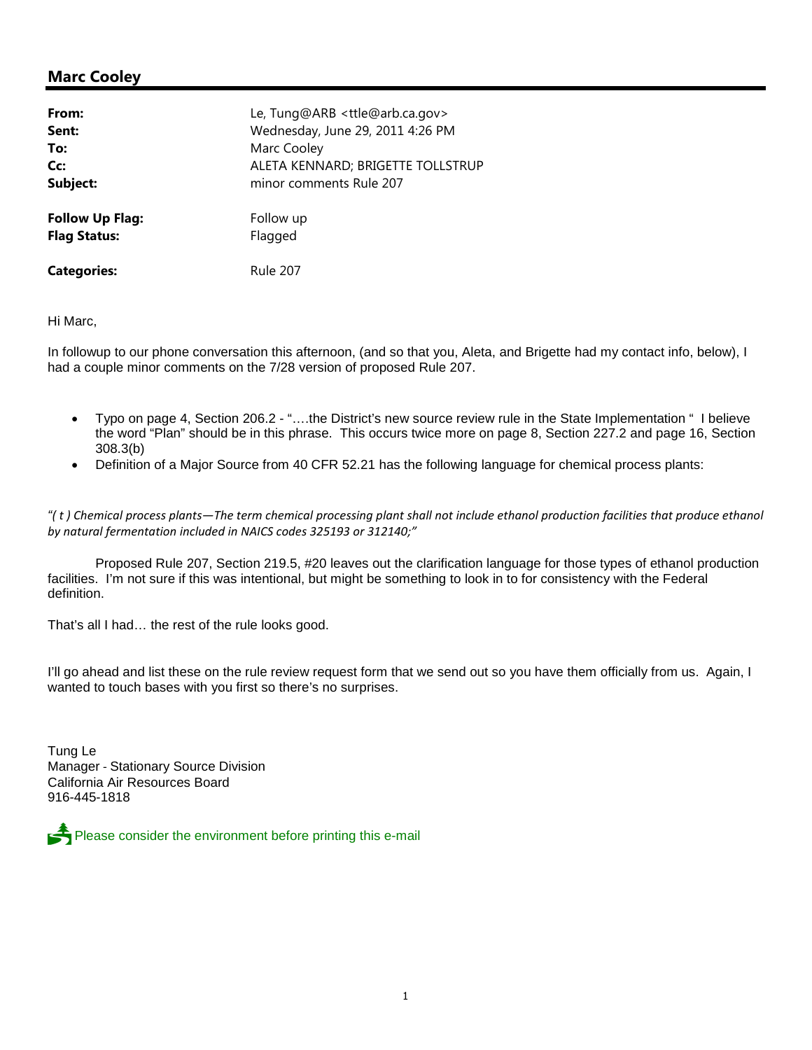## Marc Cooley

| | |
|---|---|
| **From:** | Le, Tung@ARB <ttle@arb.ca.gov> |
| **Sent:** | Wednesday, June 29, 2011 4:26 PM |
| **To:** | Marc Cooley |
| **Cc:** | ALETA KENNARD; BRIGETTE TOLLSTRUP |
| **Subject:** | minor comments Rule 207 |
| **Follow Up Flag:** | Follow up |
| **Flag Status:** | Flagged |
| **Categories:** | Rule 207 |

Hi Marc,

In followup to our phone conversation this afternoon, (and so that you, Aleta, and Brigette had my contact info, below), I had a couple minor comments on the 7/28 version of proposed Rule 207.

- Typo on page 4, Section 206.2 - "….the District's new source review rule in the State Implementation " I believe the word "Plan" should be in this phrase. This occurs twice more on page 8, Section 227.2 and page 16, Section 308.3(b)
- Definition of a Major Source from 40 CFR 52.21 has the following language for chemical process plants:

*"( t ) Chemical process plants—The term chemical processing plant shall not include ethanol production facilities that produce ethanol by natural fermentation included in NAICS codes 325193 or 312140;"*

Proposed Rule 207, Section 219.5, #20 leaves out the clarification language for those types of ethanol production facilities. I'm not sure if this was intentional, but might be something to look in to for consistency with the Federal definition.

That's all I had… the rest of the rule looks good.

I'll go ahead and list these on the rule review request form that we send out so you have them officially from us. Again, I wanted to touch bases with you first so there's no surprises.

Tung Le
Manager - Stationary Source Division
California Air Resources Board
916-445-1818

Please consider the environment before printing this e-mail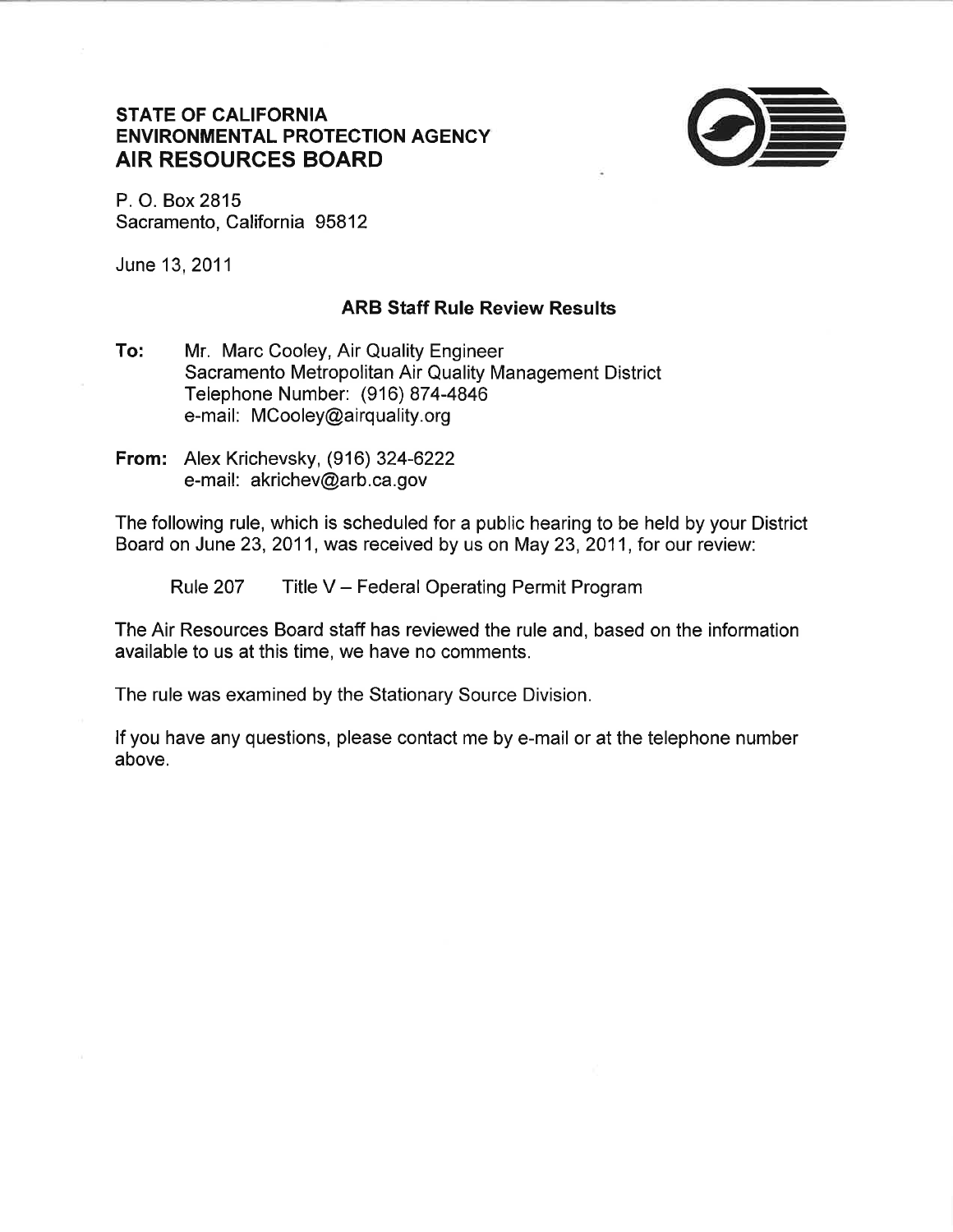**STATE OF CALIFORNIA**
**ENVIRONMENTAL PROTECTION AGENCY**
**AIR RESOURCES BOARD**

P. O. Box 2815
Sacramento, California 95812

June 13, 2011

## ARB Staff Rule Review Results

**To:** Mr. Marc Cooley, Air Quality Engineer
Sacramento Metropolitan Air Quality Management District
Telephone Number: (916) 874-4846
e-mail: MCooley@airquality.org

**From:** Alex Krichevsky, (916) 324-6222
e-mail: akrichev@arb.ca.gov

The following rule, which is scheduled for a public hearing to be held by your District Board on June 23, 2011, was received by us on May 23, 2011, for our review:

Rule 207 Title V – Federal Operating Permit Program

The Air Resources Board staff has reviewed the rule and, based on the information available to us at this time, we have no comments.

The rule was examined by the Stationary Source Division.

If you have any questions, please contact me by e-mail or at the telephone number above.